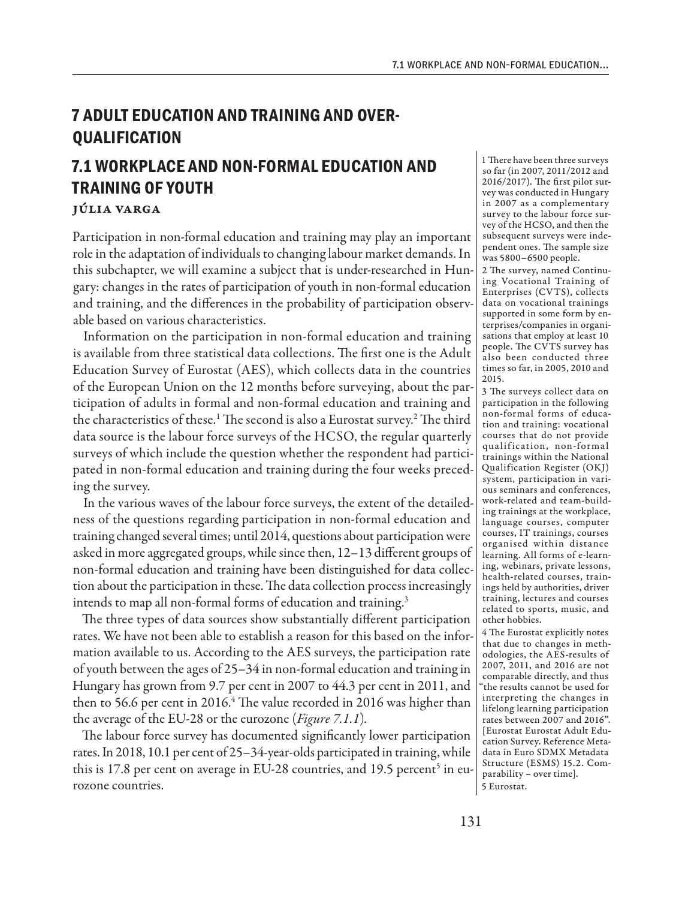# 7 ADULT EDUCATION AND TRAINING AND OVER-QUALIFICATION

## 7.1 WORKPLACE AND NON-FORMAL EDUCATION AND TRAINING OF YOUTH

### Júlia Varga

Participation in non-formal education and training may play an important role in the adaptation of individuals to changing labour market demands. In this subchapter, we will examine a subject that is under-researched in Hungary: changes in the rates of participation of youth in non-formal education and training, and the differences in the probability of participation observable based on various characteristics.

Information on the participation in non-formal education and training is available from three statistical data collections. The first one is the Adult Education Survey of Eurostat (AES), which collects data in the countries of the European Union on the 12 months before surveying, about the participation of adults in formal and non-formal education and training and the characteristics of these.[1] The second is also a Eurostat survey.[2] The third data source is the labour force surveys of the HCSO, the regular quarterly surveys of which include the question whether the respondent had participated in non-formal education and training during the four weeks preceding the survey.

In the various waves of the labour force surveys, the extent of the detailedness of the questions regarding participation in non-formal education and training changed several times; until 2014, questions about participation were asked in more aggregated groups, while since then, 12–13 different groups of non-formal education and training have been distinguished for data collection about the participation in these. The data collection process increasingly intends to map all non-formal forms of education and training.[3]

The three types of data sources show substantially different participation rates. We have not been able to establish a reason for this based on the information available to us. According to the AES surveys, the participation rate of youth between the ages of 25–34 in non-formal education and training in Hungary has grown from 9.7 per cent in 2007 to 44.3 per cent in 2011, and then to 56.6 per cent in 2016.[4] The value recorded in 2016 was higher than the average of the EU-28 or the eurozone (*Figure 7.1.1*).

The labour force survey has documented significantly lower participation rates. In 2018, 10.1 per cent of 25–34-year-olds participated in training, while this is 17.8 per cent on average in EU-28 countries, and 19.5 percent[5] in eurozone countries.

---

1 There have been three surveys so far (in 2007, 2011/2012 and 2016/2017). The first pilot survey was conducted in Hungary in 2007 as a complementary survey to the labour force survey of the HCSO, and then the subsequent surveys were independent ones. The sample size was 5800–6500 people.

2 The survey, named Continuing Vocational Training of Enterprises (CVTS), collects data on vocational trainings supported in some form by enterprises/companies in organisations that employ at least 10 people. The CVTS survey has also been conducted three times so far, in 2005, 2010 and 2015.

3 The surveys collect data on participation in the following non-formal forms of education and training: vocational courses that do not provide qualification, non-formal trainings within the National Qualification Register (OKJ) system, participation in various seminars and conferences, work-related and team-building trainings at the workplace, language courses, computer courses, IT trainings, courses organised within distance learning. All forms of e-learning, webinars, private lessons, health-related courses, trainings held by authorities, driver training, lectures and courses related to sports, music, and other hobbies.

4 The Eurostat explicitly notes that due to changes in methodologies, the AES-results of 2007, 2011, and 2016 are not comparable directly, and thus "the results cannot be used for interpreting the changes in lifelong learning participation rates between 2007 and 2016". [Eurostat Eurostat Adult Education Survey. Reference Metadata in Euro SDMX Metadata Structure (ESMS) 15.2. Comparability – over time].

5 Eurostat.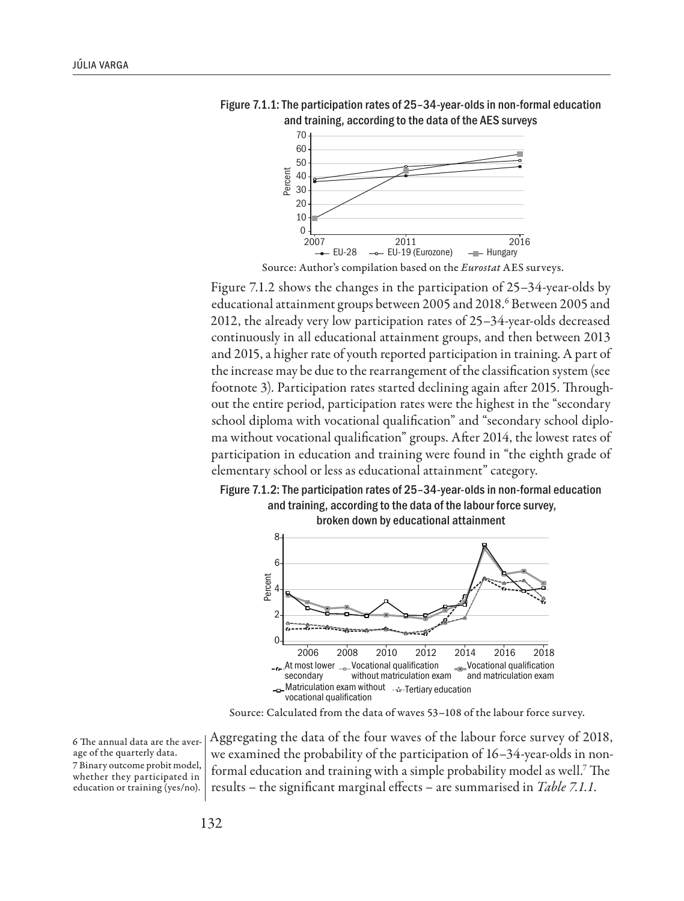Figure 7.1.1: The participation rates of 25–34-year-olds in non-formal education and training, according to the data of the AES surveys

Source: Author's compilation based on the *Eurostat* AES surveys.

Figure 7.1.2 shows the changes in the participation of 25–34-year-olds by educational attainment groups between 2005 and 2018.[6] Between 2005 and 2012, the already very low participation rates of 25–34-year-olds decreased continuously in all educational attainment groups, and then between 2013 and 2015, a higher rate of youth reported participation in training. A part of the increase may be due to the rearrangement of the classification system (see footnote 3). Participation rates started declining again after 2015. Throughout the entire period, participation rates were the highest in the "secondary school diploma with vocational qualification" and "secondary school diploma without vocational qualification" groups. After 2014, the lowest rates of participation in education and training were found in "the eighth grade of elementary school or less as educational attainment" category.

Figure 7.1.2: The participation rates of 25–34-year-olds in non-formal education and training, according to the data of the labour force survey, broken down by educational attainment

Source: Calculated from the data of waves 53–108 of the labour force survey.

Aggregating the data of the four waves of the labour force survey of 2018, we examined the probability of the participation of 16–34-year-olds in non-formal education and training with a simple probability model as well.[7] The results – the significant marginal effects – are summarised in *Table 7.1.1.*

6 The annual data are the average of the quarterly data.

7 Binary outcome probit model, whether they participated in education or training (yes/no).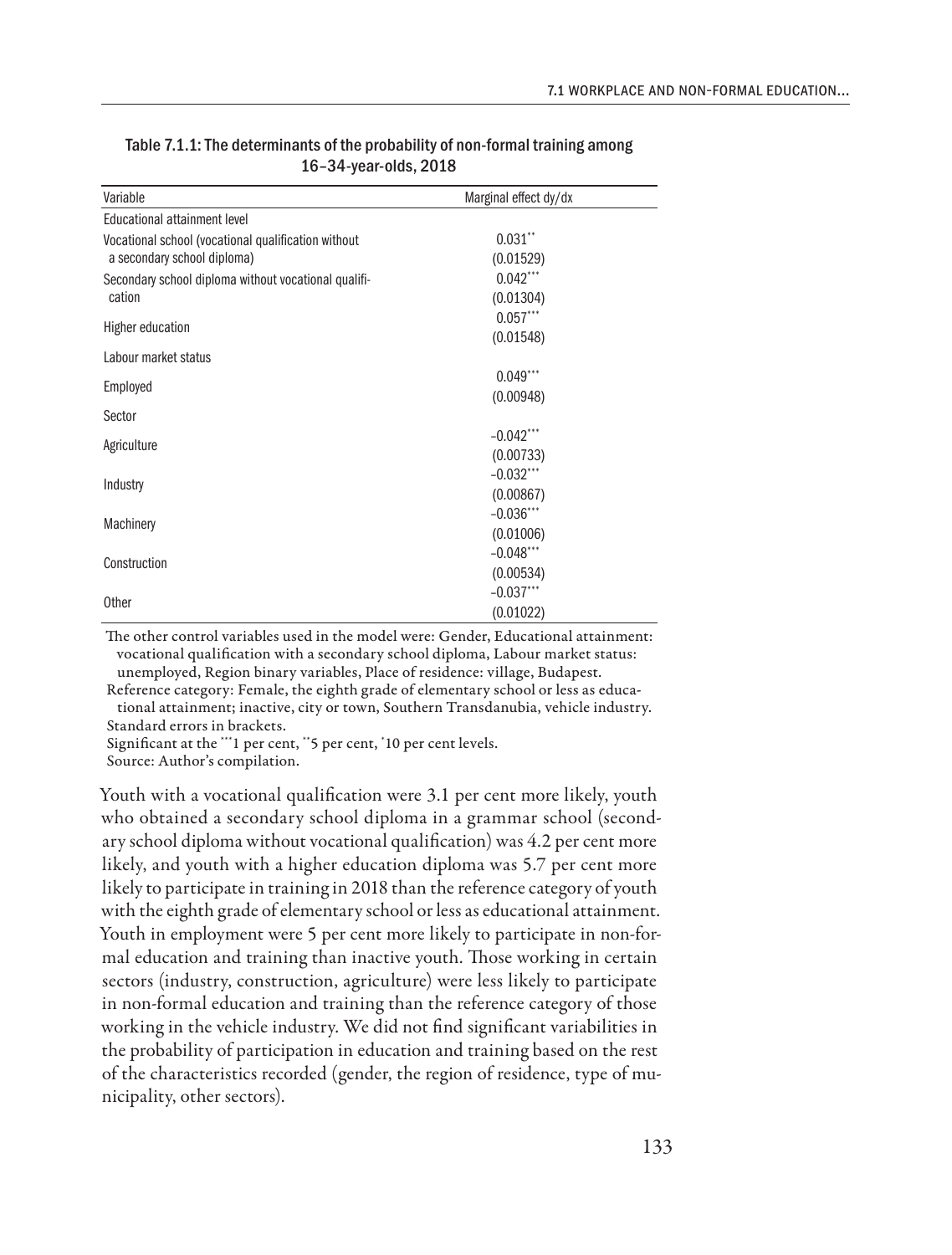Table 7.1.1: The determinants of the probability of non-formal training among 16–34-year-olds, 2018

| Variable | Marginal effect dy/dx |
|---|---|
| Educational attainment level | |
| Vocational school (vocational qualification without a secondary school diploma) | 0.031** (0.01529) |
| Secondary school diploma without vocational qualification | 0.042*** (0.01304) |
| Higher education | 0.057*** (0.01548) |
| Labour market status | |
| Employed | 0.049*** (0.00948) |
| Sector | |
| Agriculture | –0.042*** (0.00733) |
| Industry | –0.032*** (0.00867) |
| Machinery | –0.036*** (0.01006) |
| Construction | –0.048*** (0.00534) |
| Other | –0.037*** (0.01022) |

The other control variables used in the model were: Gender, Educational attainment: vocational qualification with a secondary school diploma, Labour market status: unemployed, Region binary variables, Place of residence: village, Budapest.

Reference category: Female, the eighth grade of elementary school or less as educational attainment; inactive, city or town, Southern Transdanubia, vehicle industry.

Standard errors in brackets.

Significant at the ***1 per cent, **5 per cent, *10 per cent levels.

Source: Author's compilation.

Youth with a vocational qualification were 3.1 per cent more likely, youth who obtained a secondary school diploma in a grammar school (secondary school diploma without vocational qualification) was 4.2 per cent more likely, and youth with a higher education diploma was 5.7 per cent more likely to participate in training in 2018 than the reference category of youth with the eighth grade of elementary school or less as educational attainment. Youth in employment were 5 per cent more likely to participate in non-formal education and training than inactive youth. Those working in certain sectors (industry, construction, agriculture) were less likely to participate in non-formal education and training than the reference category of those working in the vehicle industry. We did not find significant variabilities in the probability of participation in education and training based on the rest of the characteristics recorded (gender, the region of residence, type of municipality, other sectors).